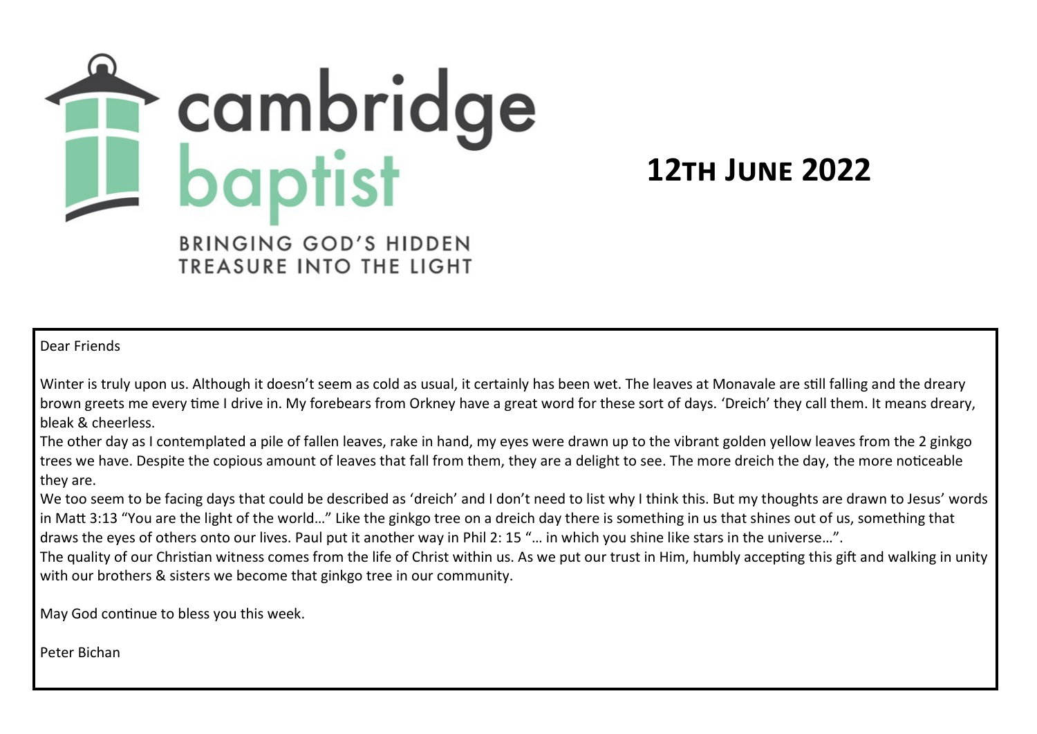# cambridge baptist

BRINGING GOD'S HIDDEN TREASURE INTO THE LIGHT

## 12TH JUNE 2022

Dear Friends

Winter is truly upon us. Although it doesn't seem as cold as usual, it certainly has been wet. The leaves at Monavale are still falling and the dreary brown greets me every time I drive in. My forebears from Orkney have a great word for these sort of days. 'Dreich' they call them. It means dreary, bleak & cheerless.

The other day as I contemplated a pile of fallen leaves, rake in hand, my eyes were drawn up to the vibrant golden yellow leaves from the 2 ginkgo trees we have. Despite the copious amount of leaves that fall from them, they are a delight to see. The more dreich the day, the more noticeable they are.

We too seem to be facing days that could be described as 'dreich' and I don't need to list why I think this. But my thoughts are drawn to Jesus' words in Matt 3:13 "You are the light of the world…" Like the ginkgo tree on a dreich day there is something in us that shines out of us, something that draws the eyes of others onto our lives. Paul put it another way in Phil 2: 15 "… in which you shine like stars in the universe…".

The quality of our Christian witness comes from the life of Christ within us. As we put our trust in Him, humbly accepting this gift and walking in unity with our brothers & sisters we become that ginkgo tree in our community.

May God continue to bless you this week.

Peter Bichan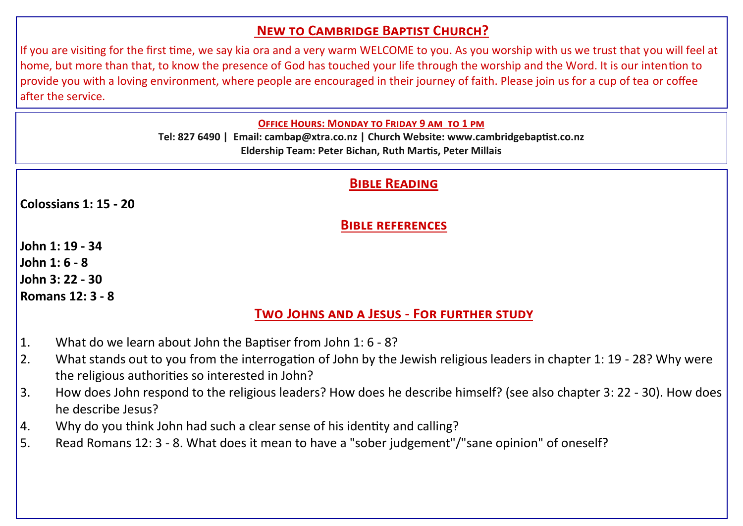## New to Cambridge Baptist Church?

If you are visiting for the first time, we say kia ora and a very warm WELCOME to you. As you worship with us we trust that you will feel at home, but more than that, to know the presence of God has touched your life through the worship and the Word. It is our intention to provide you with a loving environment, where people are encouraged in their journey of faith. Please join us for a cup of tea or coffee after the service.

**Office Hours: Monday to Friday 9 am to 1 pm**

**Tel: 827 6490 | Email: cambap@xtra.co.nz | Church Website: www.cambridgebaptist.co.nz**

**Eldership Team: Peter Bichan, Ruth Martis, Peter Millais**

## Bible Reading

**Colossians 1: 15 - 20**

## Bible references

**John 1: 19 - 34**
**John 1: 6 - 8**
**John 3: 22 - 30**
**Romans 12: 3 - 8**

## Two Johns and a Jesus - For further study

1. What do we learn about John the Baptiser from John 1: 6 - 8?
2. What stands out to you from the interrogation of John by the Jewish religious leaders in chapter 1: 19 - 28? Why were the religious authorities so interested in John?
3. How does John respond to the religious leaders? How does he describe himself? (see also chapter 3: 22 - 30). How does he describe Jesus?
4. Why do you think John had such a clear sense of his identity and calling?
5. Read Romans 12: 3 - 8. What does it mean to have a "sober judgement"/"sane opinion" of oneself?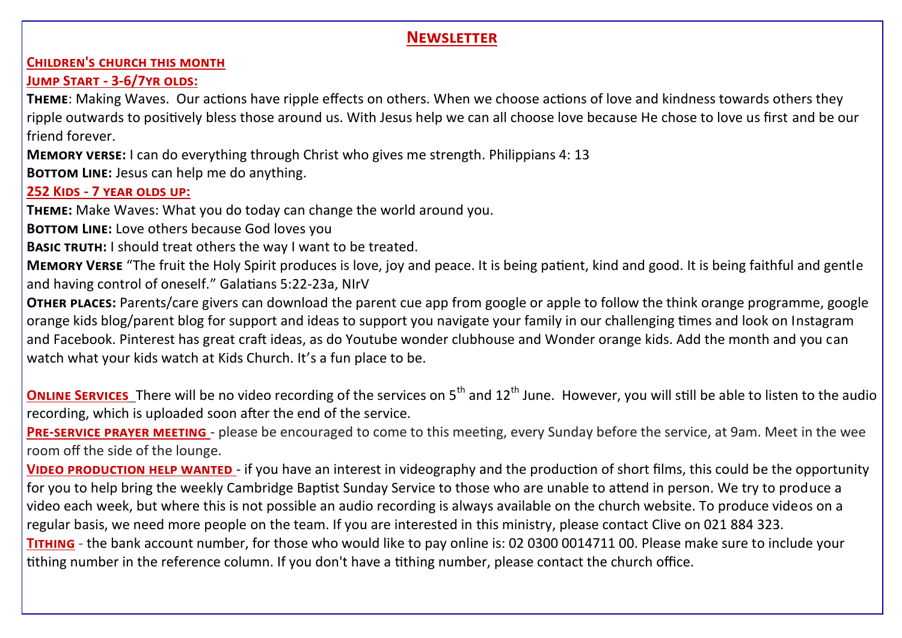## Newsletter

### Children's church this month

#### Jump Start - 3-6/7yr olds:

**Theme**: Making Waves. Our actions have ripple effects on others. When we choose actions of love and kindness towards others they ripple outwards to positively bless those around us. With Jesus help we can all choose love because He chose to love us first and be our friend forever.

**Memory verse:** I can do everything through Christ who gives me strength. Philippians 4: 13

**Bottom Line:** Jesus can help me do anything.

#### 252 Kids - 7 year olds up:

**Theme:** Make Waves: What you do today can change the world around you.

**Bottom Line:** Love others because God loves you

**Basic truth:** I should treat others the way I want to be treated.

**Memory Verse** "The fruit the Holy Spirit produces is love, joy and peace. It is being patient, kind and good. It is being faithful and gentle and having control of oneself." Galatians 5:22-23a, NIrV

**Other places:** Parents/care givers can download the parent cue app from google or apple to follow the think orange programme, google orange kids blog/parent blog for support and ideas to support you navigate your family in our challenging times and look on Instagram and Facebook. Pinterest has great craft ideas, as do Youtube wonder clubhouse and Wonder orange kids. Add the month and you can watch what your kids watch at Kids Church. It's a fun place to be.

**Online Services** There will be no video recording of the services on 5th and 12th June. However, you will still be able to listen to the audio recording, which is uploaded soon after the end of the service.

**Pre-service prayer meeting** - please be encouraged to come to this meeting, every Sunday before the service, at 9am. Meet in the wee room off the side of the lounge.

**Video production help wanted** - if you have an interest in videography and the production of short films, this could be the opportunity for you to help bring the weekly Cambridge Baptist Sunday Service to those who are unable to attend in person. We try to produce a video each week, but where this is not possible an audio recording is always available on the church website. To produce videos on a regular basis, we need more people on the team. If you are interested in this ministry, please contact Clive on 021 884 323.

**Tithing** - the bank account number, for those who would like to pay online is: 02 0300 0014711 00. Please make sure to include your tithing number in the reference column. If you don't have a tithing number, please contact the church office.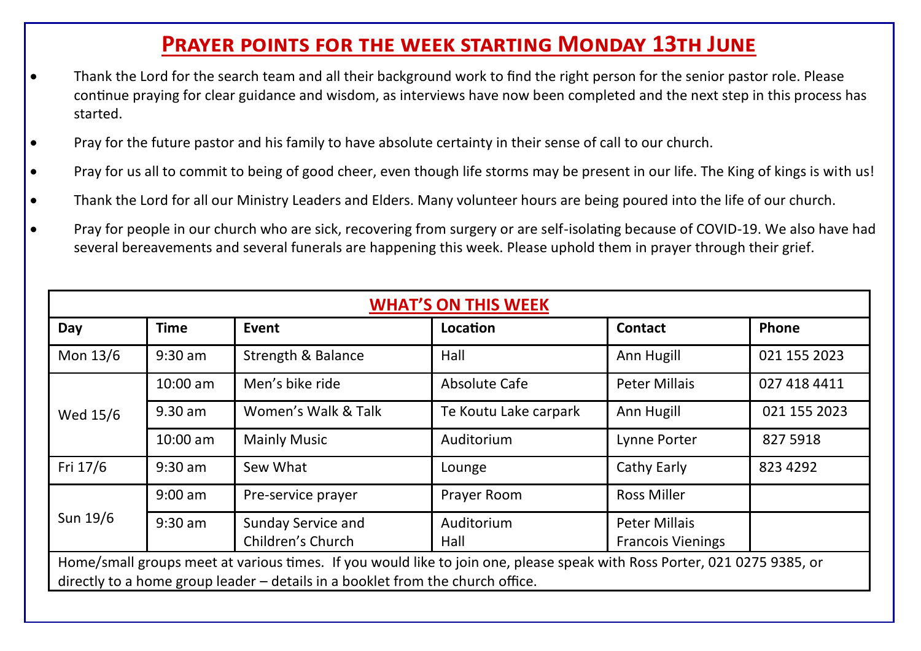## Prayer points for the week starting Monday 13th June

- Thank the Lord for the search team and all their background work to find the right person for the senior pastor role. Please continue praying for clear guidance and wisdom, as interviews have now been completed and the next step in this process has started.
- Pray for the future pastor and his family to have absolute certainty in their sense of call to our church.
- Pray for us all to commit to being of good cheer, even though life storms may be present in our life. The King of kings is with us!
- Thank the Lord for all our Ministry Leaders and Elders. Many volunteer hours are being poured into the life of our church.
- Pray for people in our church who are sick, recovering from surgery or are self-isolating because of COVID-19. We also have had several bereavements and several funerals are happening this week. Please uphold them in prayer through their grief.

**WHAT'S ON THIS WEEK**

| Day | Time | Event | Location | Contact | Phone |
|---|---|---|---|---|---|
| Mon 13/6 | 9:30 am | Strength & Balance | Hall | Ann Hugill | 021 155 2023 |
| Wed 15/6 | 10:00 am | Men's bike ride | Absolute Cafe | Peter Millais | 027 418 4411 |
| | 9.30 am | Women's Walk & Talk | Te Koutu Lake carpark | Ann Hugill | 021 155 2023 |
| | 10:00 am | Mainly Music | Auditorium | Lynne Porter | 827 5918 |
| Fri 17/6 | 9:30 am | Sew What | Lounge | Cathy Early | 823 4292 |
| Sun 19/6 | 9:00 am | Pre-service prayer | Prayer Room | Ross Miller | |
| | 9:30 am | Sunday Service and Children's Church | Auditorium Hall | Peter Millais Francois Vienings | |

Home/small groups meet at various times. If you would like to join one, please speak with Ross Porter, 021 0275 9385, or directly to a home group leader – details in a booklet from the church office.